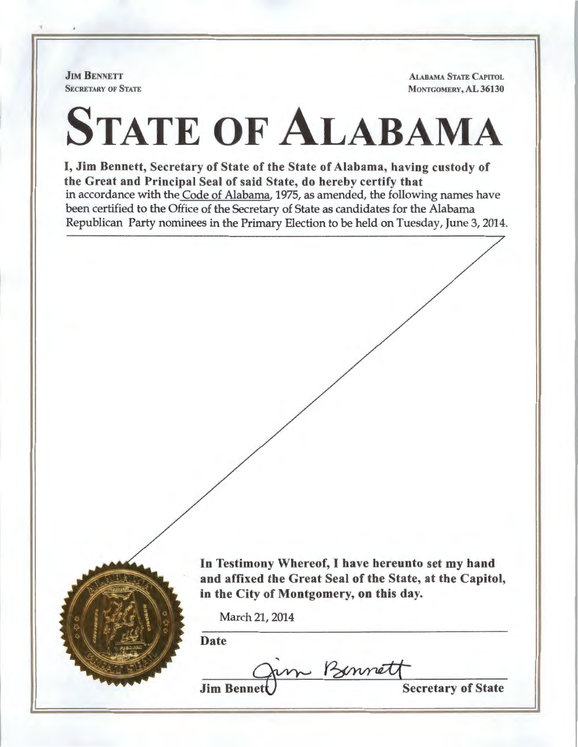**JIM BENNETT**
**SECRETARY OF STATE**

**ALABAMA STATE CAPITOL**
**MONTGOMERY, AL 36130**

# STATE OF ALABAMA

**I, Jim Bennett, Secretary of State of the State of Alabama, having custody of the Great and Principal Seal of said State, do hereby certify that** in accordance with the Code of Alabama, 1975, as amended, the following names have been certified to the Office of the Secretary of State as candidates for the Alabama Republican Party nominees in the Primary Election to be held on Tuesday, June 3, 2014.

**In Testimony Whereof, I have hereunto set my hand and affixed the Great Seal of the State, at the Capitol, in the City of Montgomery, on this day.**

March 21, 2014

**Date**

Jim Bennett

**Jim Bennett** **Secretary of State**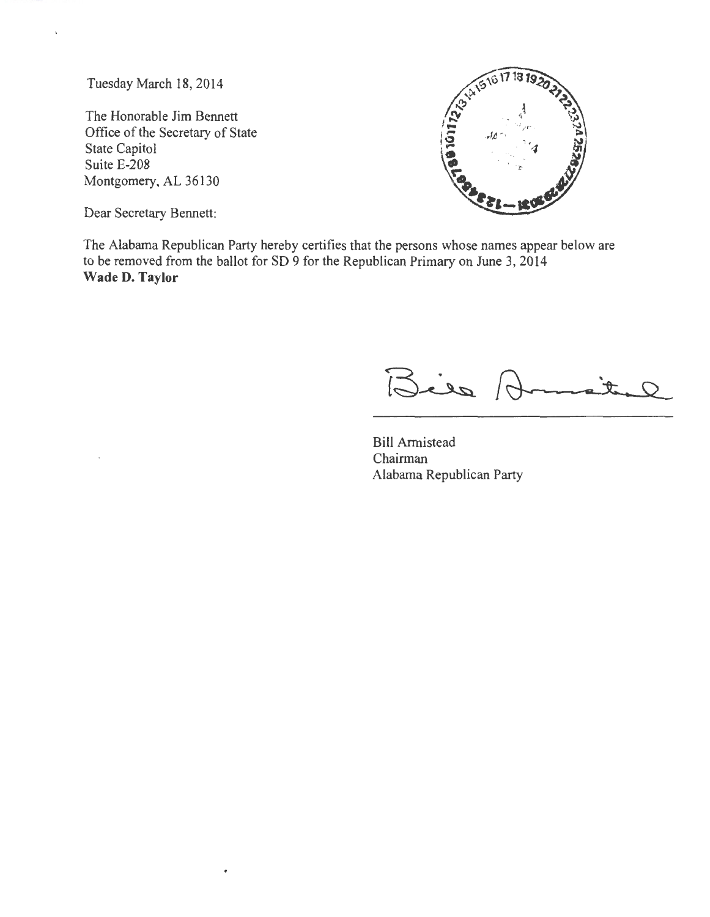Tuesday March 18, 2014

The Honorable Jim Bennett
Office of the Secretary of State
State Capitol
Suite E-208
Montgomery, AL 36130

Dear Secretary Bennett:

The Alabama Republican Party hereby certifies that the persons whose names appear below are to be removed from the ballot for SD 9 for the Republican Primary on June 3, 2014
**Wade D. Taylor**

Bill Armistead
Chairman
Alabama Republican Party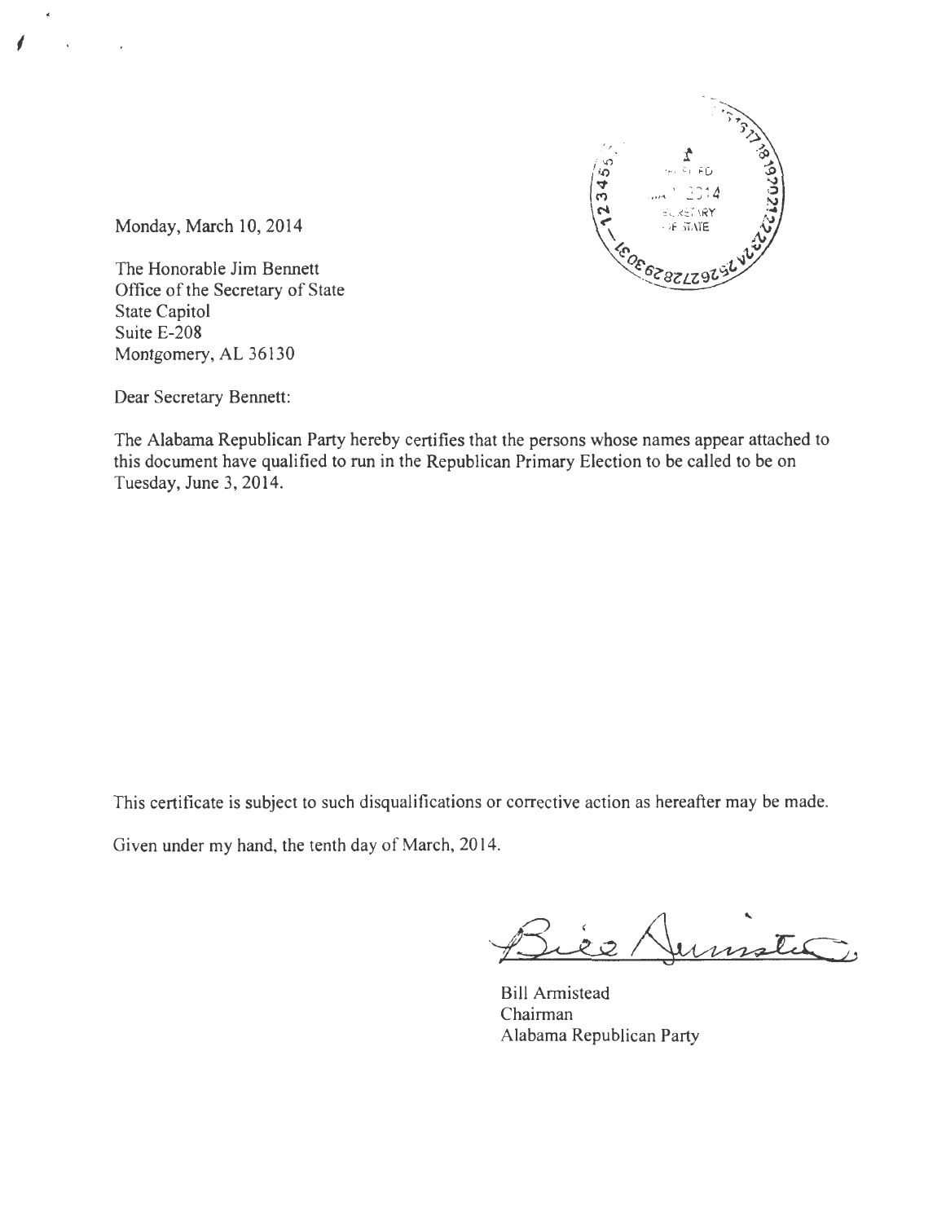Monday, March 10, 2014

The Honorable Jim Bennett
Office of the Secretary of State
State Capitol
Suite E-208
Montgomery, AL 36130

Dear Secretary Bennett:

The Alabama Republican Party hereby certifies that the persons whose names appear attached to this document have qualified to run in the Republican Primary Election to be called to be on Tuesday, June 3, 2014.

This certificate is subject to such disqualifications or corrective action as hereafter may be made.

Given under my hand, the tenth day of March, 2014.

Bill Armistead
Chairman
Alabama Republican Party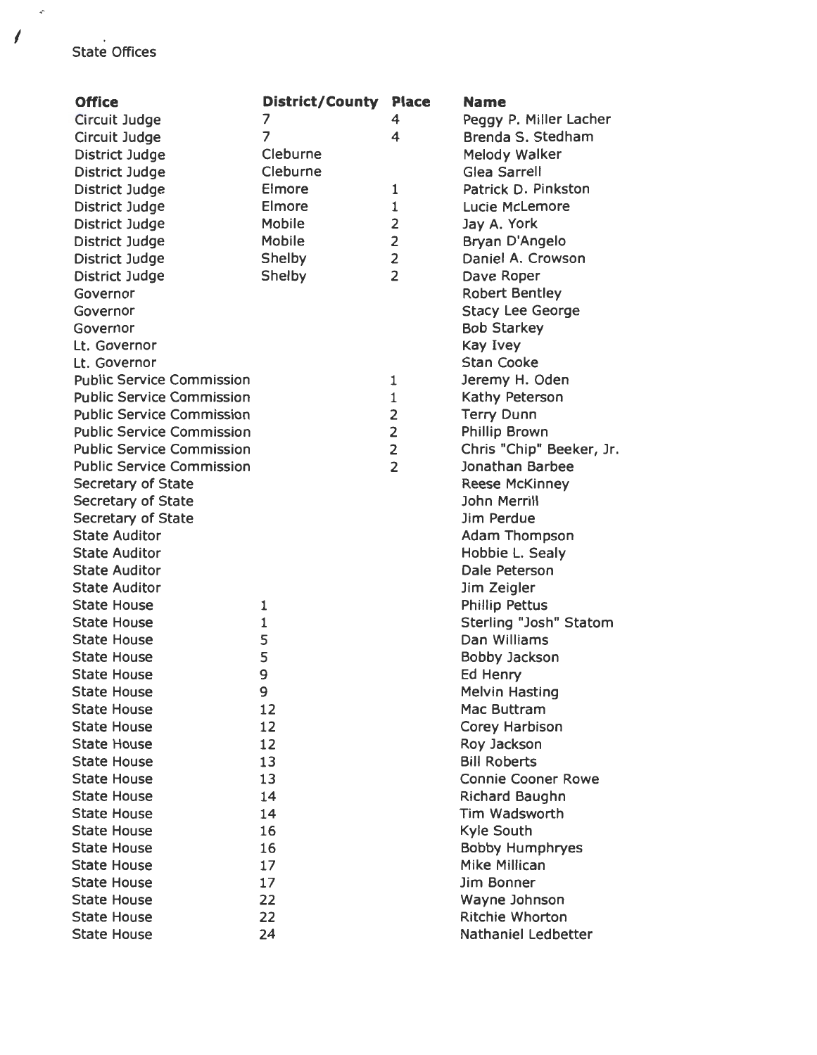State Offices

| Office | District/County | Place | Name |
|---|---|---|---|
| Circuit Judge | 7 | 4 | Peggy P. Miller Lacher |
| Circuit Judge | 7 | 4 | Brenda S. Stedham |
| District Judge | Cleburne | | Melody Walker |
| District Judge | Cleburne | | Glea Sarrell |
| District Judge | Elmore | 1 | Patrick D. Pinkston |
| District Judge | Elmore | 1 | Lucie McLemore |
| District Judge | Mobile | 2 | Jay A. York |
| District Judge | Mobile | 2 | Bryan D'Angelo |
| District Judge | Shelby | 2 | Daniel A. Crowson |
| District Judge | Shelby | 2 | Dave Roper |
| Governor | | | Robert Bentley |
| Governor | | | Stacy Lee George |
| Governor | | | Bob Starkey |
| Lt. Governor | | | Kay Ivey |
| Lt. Governor | | | Stan Cooke |
| Public Service Commission | | 1 | Jeremy H. Oden |
| Public Service Commission | | 1 | Kathy Peterson |
| Public Service Commission | | 2 | Terry Dunn |
| Public Service Commission | | 2 | Phillip Brown |
| Public Service Commission | | 2 | Chris "Chip" Beeker, Jr. |
| Public Service Commission | | 2 | Jonathan Barbee |
| Secretary of State | | | Reese McKinney |
| Secretary of State | | | John Merrill |
| Secretary of State | | | Jim Perdue |
| State Auditor | | | Adam Thompson |
| State Auditor | | | Hobbie L. Sealy |
| State Auditor | | | Dale Peterson |
| State Auditor | | | Jim Zeigler |
| State House | 1 | | Phillip Pettus |
| State House | 1 | | Sterling "Josh" Statom |
| State House | 5 | | Dan Williams |
| State House | 5 | | Bobby Jackson |
| State House | 9 | | Ed Henry |
| State House | 9 | | Melvin Hasting |
| State House | 12 | | Mac Buttram |
| State House | 12 | | Corey Harbison |
| State House | 12 | | Roy Jackson |
| State House | 13 | | Bill Roberts |
| State House | 13 | | Connie Cooner Rowe |
| State House | 14 | | Richard Baughn |
| State House | 14 | | Tim Wadsworth |
| State House | 16 | | Kyle South |
| State House | 16 | | Bobby Humphryes |
| State House | 17 | | Mike Millican |
| State House | 17 | | Jim Bonner |
| State House | 22 | | Wayne Johnson |
| State House | 22 | | Ritchie Whorton |
| State House | 24 | | Nathaniel Ledbetter |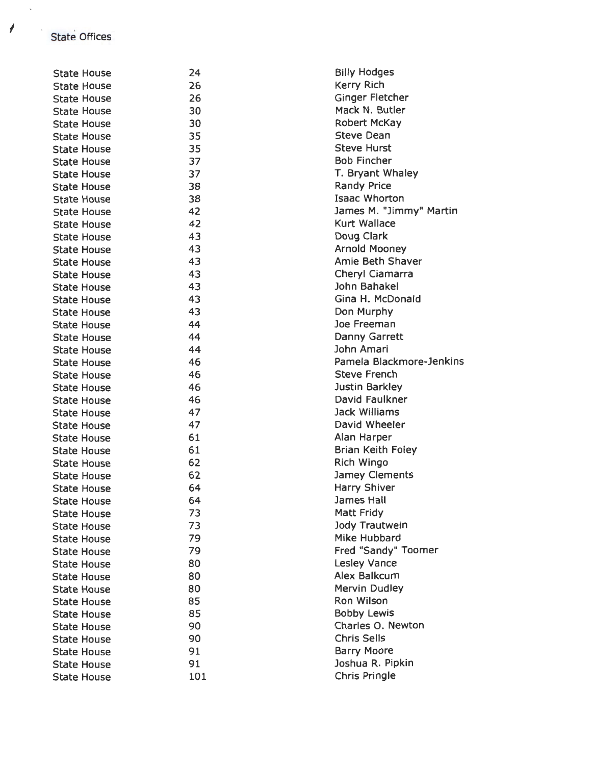State Offices

| | | |
|---|---|---|
| State House | 24 | Billy Hodges |
| State House | 26 | Kerry Rich |
| State House | 26 | Ginger Fletcher |
| State House | 30 | Mack N. Butler |
| State House | 30 | Robert McKay |
| State House | 35 | Steve Dean |
| State House | 35 | Steve Hurst |
| State House | 37 | Bob Fincher |
| State House | 37 | T. Bryant Whaley |
| State House | 38 | Randy Price |
| State House | 38 | Isaac Whorton |
| State House | 42 | James M. "Jimmy" Martin |
| State House | 42 | Kurt Wallace |
| State House | 43 | Doug Clark |
| State House | 43 | Arnold Mooney |
| State House | 43 | Amie Beth Shaver |
| State House | 43 | Cheryl Ciamarra |
| State House | 43 | John Bahakel |
| State House | 43 | Gina H. McDonald |
| State House | 43 | Don Murphy |
| State House | 44 | Joe Freeman |
| State House | 44 | Danny Garrett |
| State House | 44 | John Amari |
| State House | 46 | Pamela Blackmore-Jenkins |
| State House | 46 | Steve French |
| State House | 46 | Justin Barkley |
| State House | 46 | David Faulkner |
| State House | 47 | Jack Williams |
| State House | 47 | David Wheeler |
| State House | 61 | Alan Harper |
| State House | 61 | Brian Keith Foley |
| State House | 62 | Rich Wingo |
| State House | 62 | Jamey Clements |
| State House | 64 | Harry Shiver |
| State House | 64 | James Hall |
| State House | 73 | Matt Fridy |
| State House | 73 | Jody Trautwein |
| State House | 79 | Mike Hubbard |
| State House | 79 | Fred "Sandy" Toomer |
| State House | 80 | Lesley Vance |
| State House | 80 | Alex Balkcum |
| State House | 80 | Mervin Dudley |
| State House | 85 | Ron Wilson |
| State House | 85 | Bobby Lewis |
| State House | 90 | Charles O. Newton |
| State House | 90 | Chris Sells |
| State House | 91 | Barry Moore |
| State House | 91 | Joshua R. Pipkin |
| State House | 101 | Chris Pringle |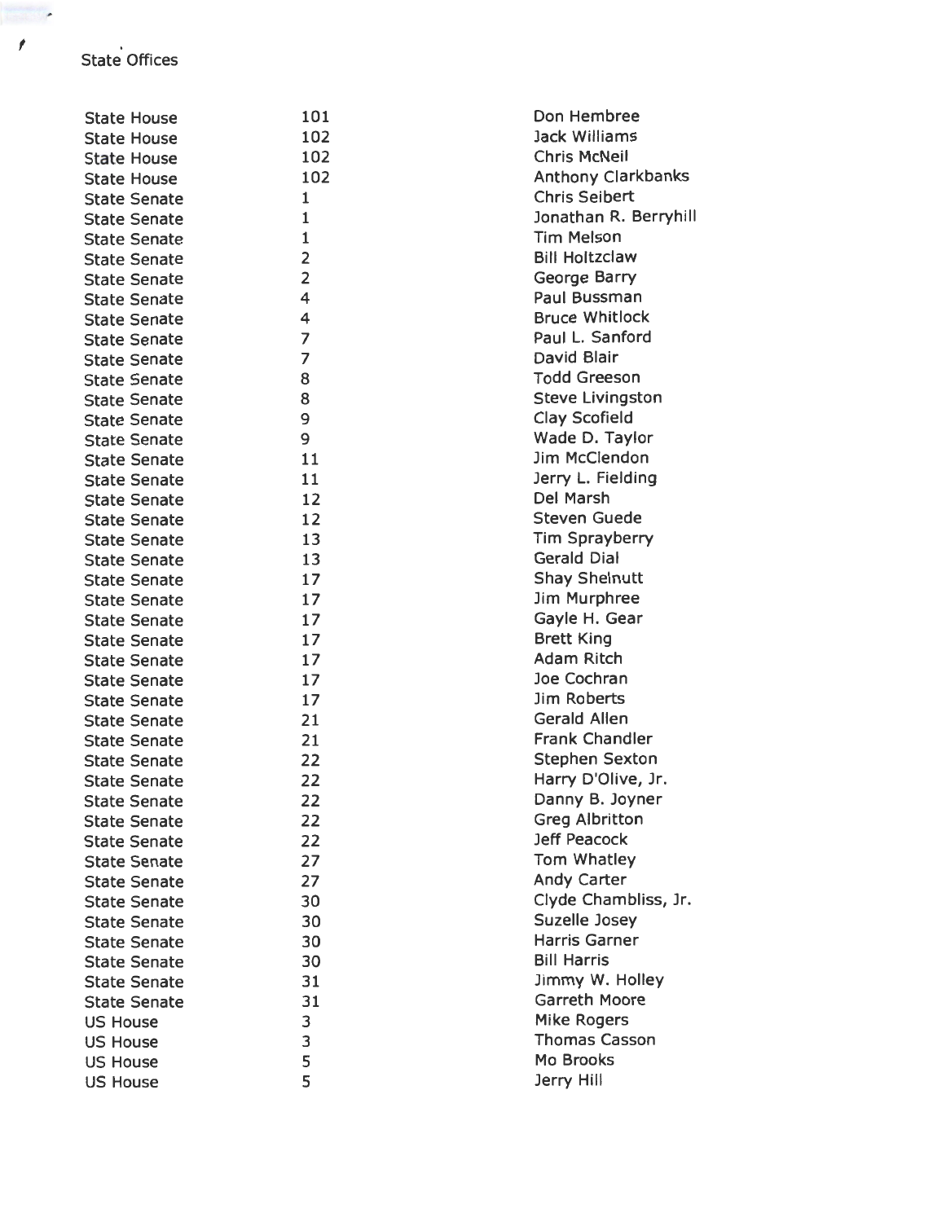State Offices

| | | |
|---|---|---|
| State House | 101 | Don Hembree |
| State House | 102 | Jack Williams |
| State House | 102 | Chris McNeil |
| State House | 102 | Anthony Clarkbanks |
| State Senate | 1 | Chris Seibert |
| State Senate | 1 | Jonathan R. Berryhill |
| State Senate | 1 | Tim Melson |
| State Senate | 2 | Bill Holtzclaw |
| State Senate | 2 | George Barry |
| State Senate | 4 | Paul Bussman |
| State Senate | 4 | Bruce Whitlock |
| State Senate | 7 | Paul L. Sanford |
| State Senate | 7 | David Blair |
| State Senate | 8 | Todd Greeson |
| State Senate | 8 | Steve Livingston |
| State Senate | 9 | Clay Scofield |
| State Senate | 9 | Wade D. Taylor |
| State Senate | 11 | Jim McClendon |
| State Senate | 11 | Jerry L. Fielding |
| State Senate | 12 | Del Marsh |
| State Senate | 12 | Steven Guede |
| State Senate | 13 | Tim Sprayberry |
| State Senate | 13 | Gerald Dial |
| State Senate | 17 | Shay Shelnutt |
| State Senate | 17 | Jim Murphree |
| State Senate | 17 | Gayle H. Gear |
| State Senate | 17 | Brett King |
| State Senate | 17 | Adam Ritch |
| State Senate | 17 | Joe Cochran |
| State Senate | 17 | Jim Roberts |
| State Senate | 21 | Gerald Allen |
| State Senate | 21 | Frank Chandler |
| State Senate | 22 | Stephen Sexton |
| State Senate | 22 | Harry D'Olive, Jr. |
| State Senate | 22 | Danny B. Joyner |
| State Senate | 22 | Greg Albritton |
| State Senate | 22 | Jeff Peacock |
| State Senate | 27 | Tom Whatley |
| State Senate | 27 | Andy Carter |
| State Senate | 30 | Clyde Chambliss, Jr. |
| State Senate | 30 | Suzelle Josey |
| State Senate | 30 | Harris Garner |
| State Senate | 30 | Bill Harris |
| State Senate | 31 | Jimmy W. Holley |
| State Senate | 31 | Garreth Moore |
| US House | 3 | Mike Rogers |
| US House | 3 | Thomas Casson |
| US House | 5 | Mo Brooks |
| US House | 5 | Jerry Hill |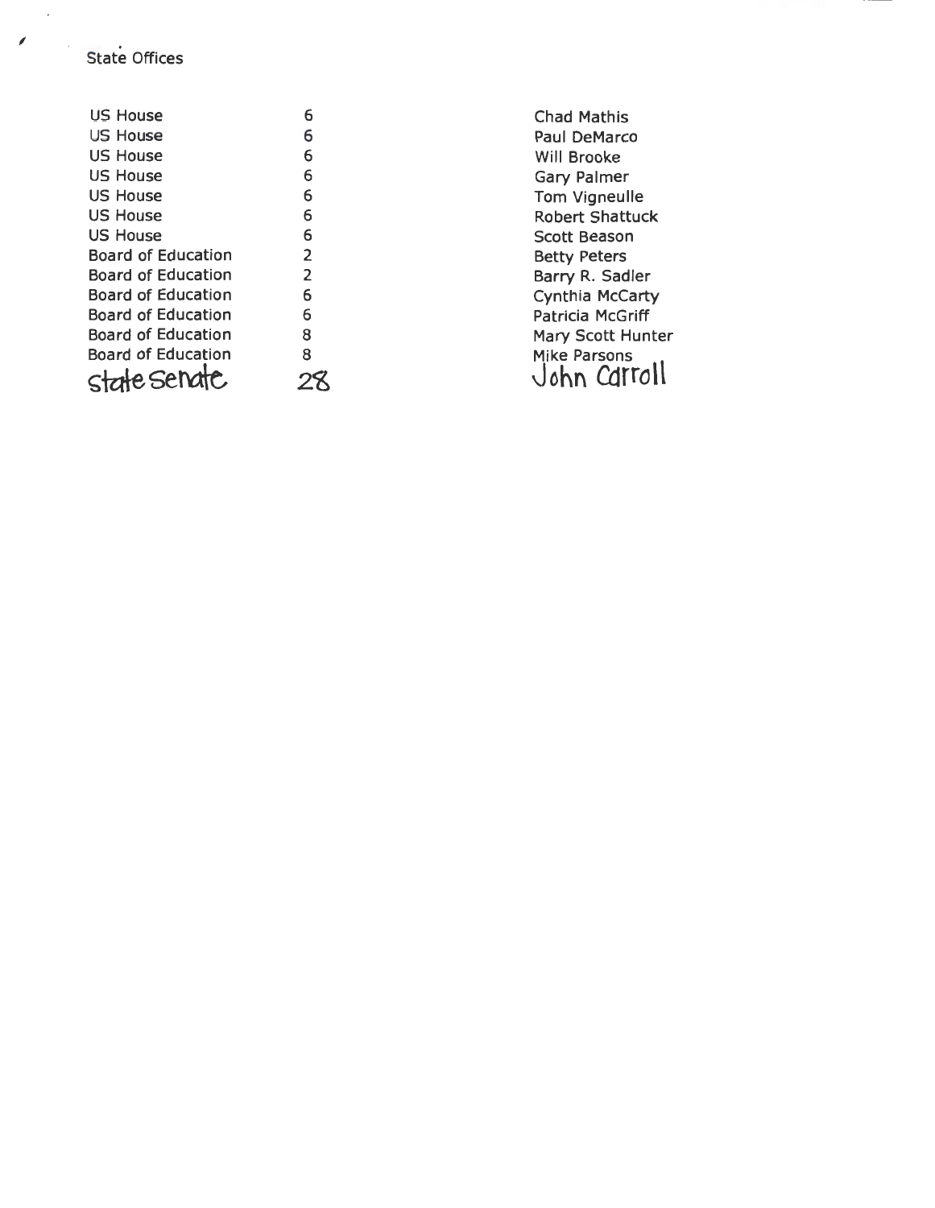State Offices

| | | |
|---|---|---|
| US House | 6 | Chad Mathis |
| US House | 6 | Paul DeMarco |
| US House | 6 | Will Brooke |
| US House | 6 | Gary Palmer |
| US House | 6 | Tom Vigneulle |
| US House | 6 | Robert Shattuck |
| US House | 6 | Scott Beason |
| Board of Education | 2 | Betty Peters |
| Board of Education | 2 | Barry R. Sadler |
| Board of Education | 6 | Cynthia McCarty |
| Board of Education | 6 | Patricia McGriff |
| Board of Education | 8 | Mary Scott Hunter |
| Board of Education | 8 | Mike Parsons |
| State Senate | 28 | John Carroll |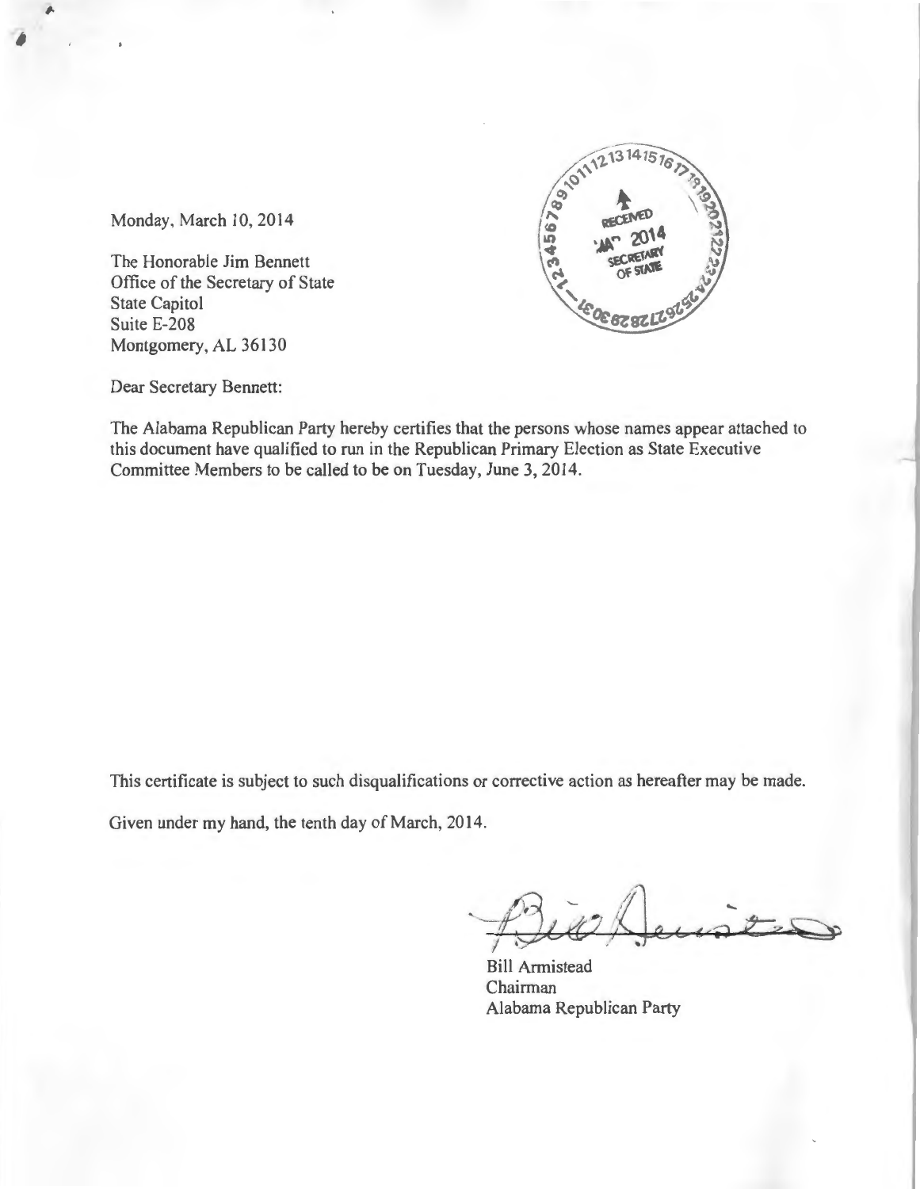Monday, March 10, 2014

The Honorable Jim Bennett
Office of the Secretary of State
State Capitol
Suite E-208
Montgomery, AL 36130

RECEIVED
MAR 2014
SECRETARY OF STATE

Dear Secretary Bennett:

The Alabama Republican Party hereby certifies that the persons whose names appear attached to this document have qualified to run in the Republican Primary Election as State Executive Committee Members to be called to be on Tuesday, June 3, 2014.

This certificate is subject to such disqualifications or corrective action as hereafter may be made.

Given under my hand, the tenth day of March, 2014.

Bill Armistead
Chairman
Alabama Republican Party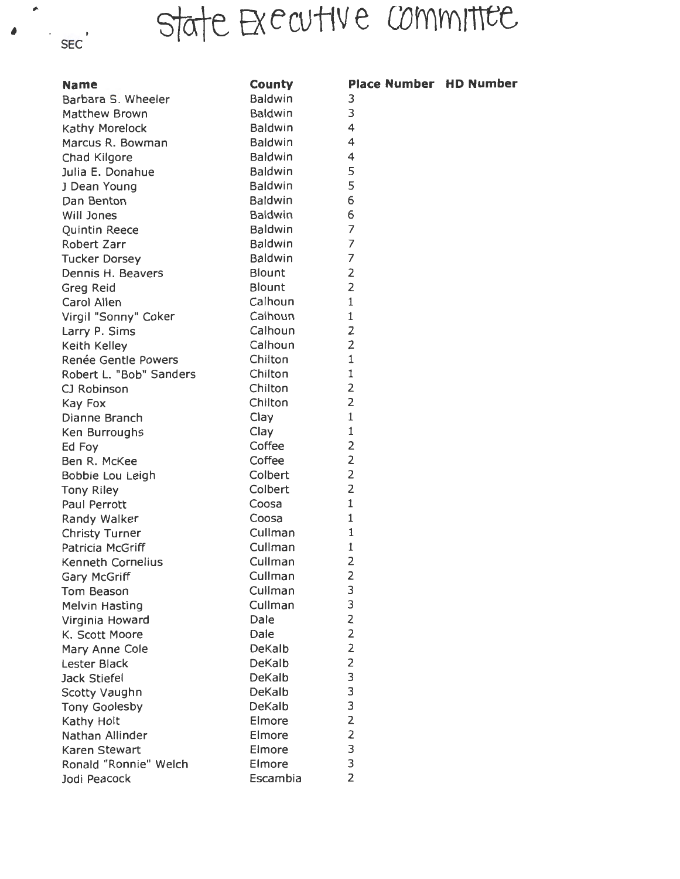SEC

# State Executive Committee

| Name | County | Place Number | HD Number |
|---|---|---|---|
| Barbara S. Wheeler | Baldwin | 3 | |
| Matthew Brown | Baldwin | 3 | |
| Kathy Morelock | Baldwin | 4 | |
| Marcus R. Bowman | Baldwin | 4 | |
| Chad Kilgore | Baldwin | 4 | |
| Julia E. Donahue | Baldwin | 5 | |
| J Dean Young | Baldwin | 5 | |
| Dan Benton | Baldwin | 6 | |
| Will Jones | Baldwin | 6 | |
| Quintin Reece | Baldwin | 7 | |
| Robert Zarr | Baldwin | 7 | |
| Tucker Dorsey | Baldwin | 7 | |
| Dennis H. Beavers | Blount | 2 | |
| Greg Reid | Blount | 2 | |
| Carol Allen | Calhoun | 1 | |
| Virgil "Sonny" Coker | Calhoun | 1 | |
| Larry P. Sims | Calhoun | 2 | |
| Keith Kelley | Calhoun | 2 | |
| Renée Gentle Powers | Chilton | 1 | |
| Robert L. "Bob" Sanders | Chilton | 1 | |
| CJ Robinson | Chilton | 2 | |
| Kay Fox | Chilton | 2 | |
| Dianne Branch | Clay | 1 | |
| Ken Burroughs | Clay | 1 | |
| Ed Foy | Coffee | 2 | |
| Ben R. McKee | Coffee | 2 | |
| Bobbie Lou Leigh | Colbert | 2 | |
| Tony Riley | Colbert | 2 | |
| Paul Perrott | Coosa | 1 | |
| Randy Walker | Coosa | 1 | |
| Christy Turner | Cullman | 1 | |
| Patricia McGriff | Cullman | 1 | |
| Kenneth Cornelius | Cullman | 2 | |
| Gary McGriff | Cullman | 2 | |
| Tom Beason | Cullman | 3 | |
| Melvin Hasting | Cullman | 3 | |
| Virginia Howard | Dale | 2 | |
| K. Scott Moore | Dale | 2 | |
| Mary Anne Cole | DeKalb | 2 | |
| Lester Black | DeKalb | 2 | |
| Jack Stiefel | DeKalb | 3 | |
| Scotty Vaughn | DeKalb | 3 | |
| Tony Goolesby | DeKalb | 3 | |
| Kathy Holt | Elmore | 2 | |
| Nathan Allinder | Elmore | 2 | |
| Karen Stewart | Elmore | 3 | |
| Ronald "Ronnie" Welch | Elmore | 3 | |
| Jodi Peacock | Escambia | 2 | |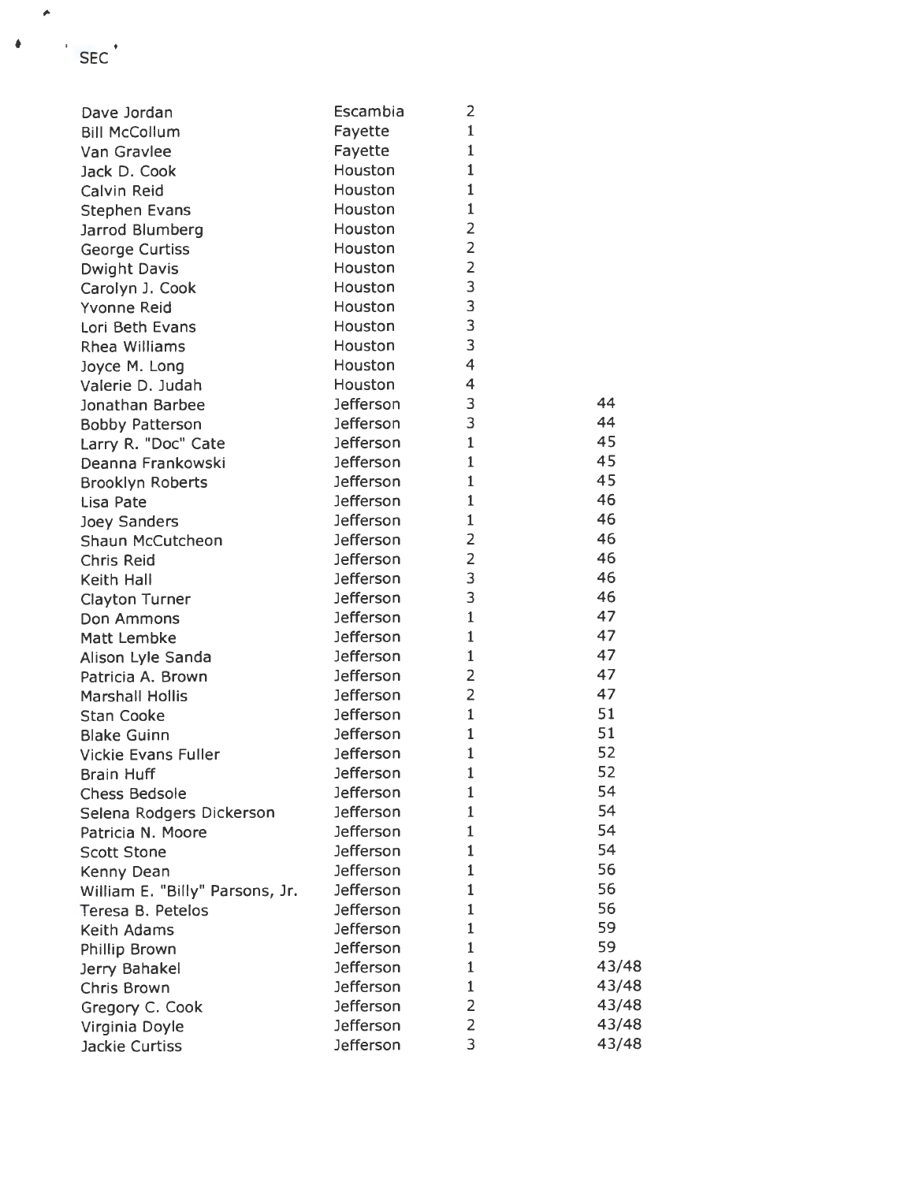SEC

| | | | |
|---|---|---|---|
| Dave Jordan | Escambia | 2 | |
| Bill McCollum | Fayette | 1 | |
| Van Gravlee | Fayette | 1 | |
| Jack D. Cook | Houston | 1 | |
| Calvin Reid | Houston | 1 | |
| Stephen Evans | Houston | 1 | |
| Jarrod Blumberg | Houston | 2 | |
| George Curtiss | Houston | 2 | |
| Dwight Davis | Houston | 2 | |
| Carolyn J. Cook | Houston | 3 | |
| Yvonne Reid | Houston | 3 | |
| Lori Beth Evans | Houston | 3 | |
| Rhea Williams | Houston | 3 | |
| Joyce M. Long | Houston | 4 | |
| Valerie D. Judah | Houston | 4 | |
| Jonathan Barbee | Jefferson | 3 | 44 |
| Bobby Patterson | Jefferson | 3 | 44 |
| Larry R. "Doc" Cate | Jefferson | 1 | 45 |
| Deanna Frankowski | Jefferson | 1 | 45 |
| Brooklyn Roberts | Jefferson | 1 | 45 |
| Lisa Pate | Jefferson | 1 | 46 |
| Joey Sanders | Jefferson | 1 | 46 |
| Shaun McCutcheon | Jefferson | 2 | 46 |
| Chris Reid | Jefferson | 2 | 46 |
| Keith Hall | Jefferson | 3 | 46 |
| Clayton Turner | Jefferson | 3 | 46 |
| Don Ammons | Jefferson | 1 | 47 |
| Matt Lembke | Jefferson | 1 | 47 |
| Alison Lyle Sanda | Jefferson | 1 | 47 |
| Patricia A. Brown | Jefferson | 2 | 47 |
| Marshall Hollis | Jefferson | 2 | 47 |
| Stan Cooke | Jefferson | 1 | 51 |
| Blake Guinn | Jefferson | 1 | 51 |
| Vickie Evans Fuller | Jefferson | 1 | 52 |
| Brain Huff | Jefferson | 1 | 52 |
| Chess Bedsole | Jefferson | 1 | 54 |
| Selena Rodgers Dickerson | Jefferson | 1 | 54 |
| Patricia N. Moore | Jefferson | 1 | 54 |
| Scott Stone | Jefferson | 1 | 54 |
| Kenny Dean | Jefferson | 1 | 56 |
| William E. "Billy" Parsons, Jr. | Jefferson | 1 | 56 |
| Teresa B. Petelos | Jefferson | 1 | 56 |
| Keith Adams | Jefferson | 1 | 59 |
| Phillip Brown | Jefferson | 1 | 59 |
| Jerry Bahakel | Jefferson | 1 | 43/48 |
| Chris Brown | Jefferson | 1 | 43/48 |
| Gregory C. Cook | Jefferson | 2 | 43/48 |
| Virginia Doyle | Jefferson | 2 | 43/48 |
| Jackie Curtiss | Jefferson | 3 | 43/48 |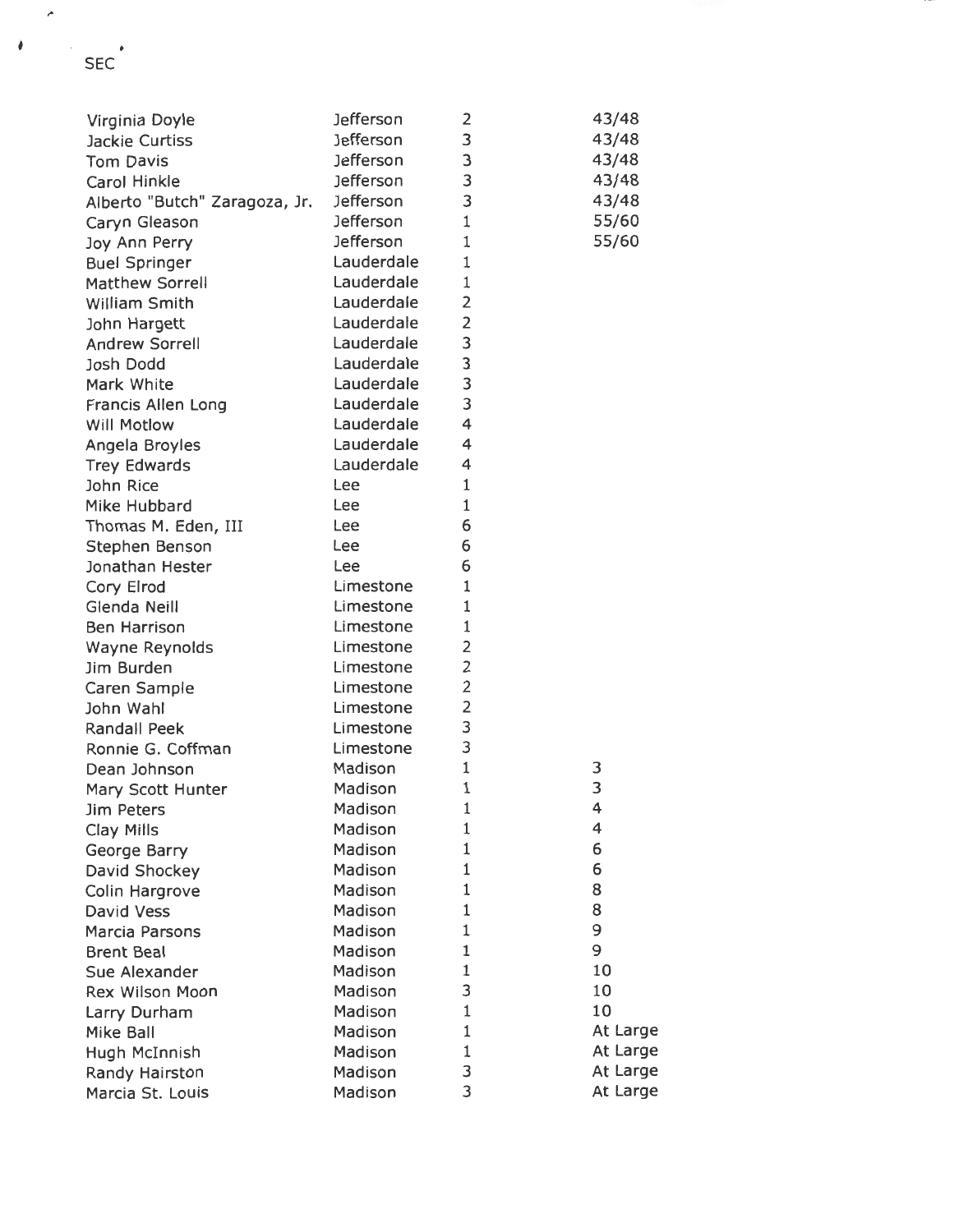SEC

| | | | |
|---|---|---|---|
| Virginia Doyle | Jefferson | 2 | 43/48 |
| Jackie Curtiss | Jefferson | 3 | 43/48 |
| Tom Davis | Jefferson | 3 | 43/48 |
| Carol Hinkle | Jefferson | 3 | 43/48 |
| Alberto "Butch" Zaragoza, Jr. | Jefferson | 3 | 43/48 |
| Caryn Gleason | Jefferson | 1 | 55/60 |
| Joy Ann Perry | Jefferson | 1 | 55/60 |
| Buel Springer | Lauderdale | 1 | |
| Matthew Sorrell | Lauderdale | 1 | |
| William Smith | Lauderdale | 2 | |
| John Hargett | Lauderdale | 2 | |
| Andrew Sorrell | Lauderdale | 3 | |
| Josh Dodd | Lauderdale | 3 | |
| Mark White | Lauderdale | 3 | |
| Francis Allen Long | Lauderdale | 3 | |
| Will Motlow | Lauderdale | 4 | |
| Angela Broyles | Lauderdale | 4 | |
| Trey Edwards | Lauderdale | 4 | |
| John Rice | Lee | 1 | |
| Mike Hubbard | Lee | 1 | |
| Thomas M. Eden, III | Lee | 6 | |
| Stephen Benson | Lee | 6 | |
| Jonathan Hester | Lee | 6 | |
| Cory Elrod | Limestone | 1 | |
| Glenda Neill | Limestone | 1 | |
| Ben Harrison | Limestone | 1 | |
| Wayne Reynolds | Limestone | 2 | |
| Jim Burden | Limestone | 2 | |
| Caren Sample | Limestone | 2 | |
| John Wahl | Limestone | 2 | |
| Randall Peek | Limestone | 3 | |
| Ronnie G. Coffman | Limestone | 3 | |
| Dean Johnson | Madison | 1 | 3 |
| Mary Scott Hunter | Madison | 1 | 3 |
| Jim Peters | Madison | 1 | 4 |
| Clay Mills | Madison | 1 | 4 |
| George Barry | Madison | 1 | 6 |
| David Shockey | Madison | 1 | 6 |
| Colin Hargrove | Madison | 1 | 8 |
| David Vess | Madison | 1 | 8 |
| Marcia Parsons | Madison | 1 | 9 |
| Brent Beal | Madison | 1 | 9 |
| Sue Alexander | Madison | 1 | 10 |
| Rex Wilson Moon | Madison | 3 | 10 |
| Larry Durham | Madison | 1 | 10 |
| Mike Ball | Madison | 1 | At Large |
| Hugh McInnish | Madison | 1 | At Large |
| Randy Hairston | Madison | 3 | At Large |
| Marcia St. Louis | Madison | 3 | At Large |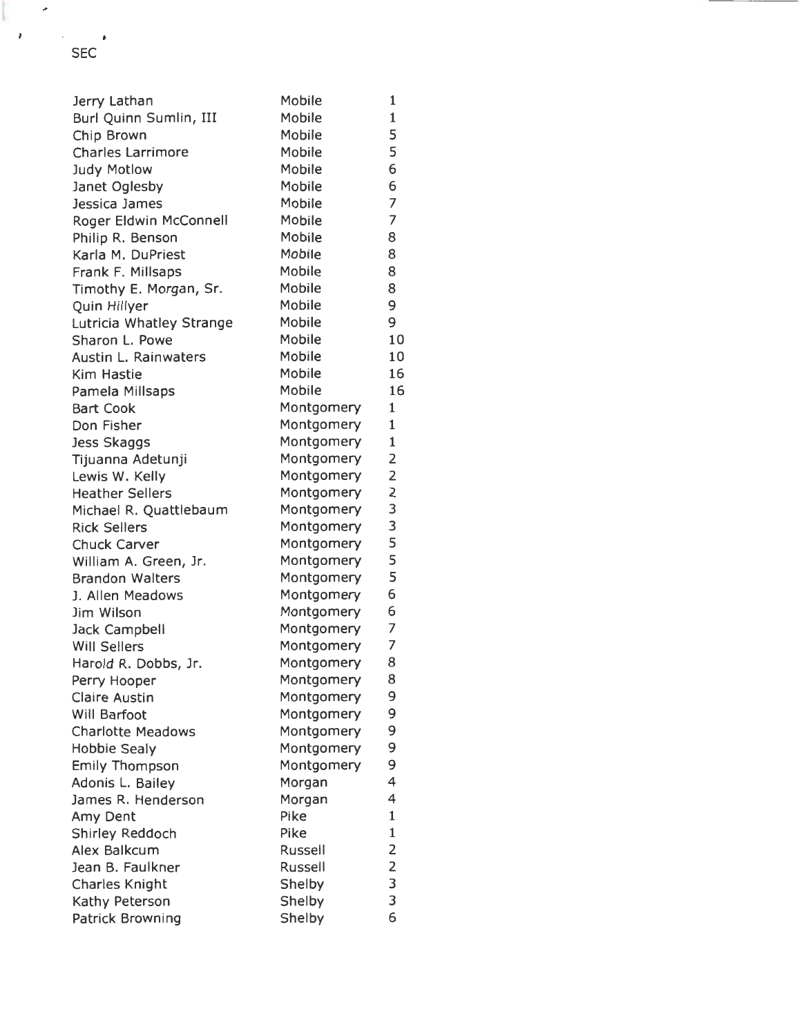SEC

| | | |
|---|---|---|
| Jerry Lathan | Mobile | 1 |
| Burl Quinn Sumlin, III | Mobile | 1 |
| Chip Brown | Mobile | 5 |
| Charles Larrimore | Mobile | 5 |
| Judy Motlow | Mobile | 6 |
| Janet Oglesby | Mobile | 6 |
| Jessica James | Mobile | 7 |
| Roger Eldwin McConnell | Mobile | 7 |
| Philip R. Benson | Mobile | 8 |
| Karla M. DuPriest | Mobile | 8 |
| Frank F. Millsaps | Mobile | 8 |
| Timothy E. Morgan, Sr. | Mobile | 8 |
| Quin Hillyer | Mobile | 9 |
| Lutricia Whatley Strange | Mobile | 9 |
| Sharon L. Powe | Mobile | 10 |
| Austin L. Rainwaters | Mobile | 10 |
| Kim Hastie | Mobile | 16 |
| Pamela Millsaps | Mobile | 16 |
| Bart Cook | Montgomery | 1 |
| Don Fisher | Montgomery | 1 |
| Jess Skaggs | Montgomery | 1 |
| Tijuanna Adetunji | Montgomery | 2 |
| Lewis W. Kelly | Montgomery | 2 |
| Heather Sellers | Montgomery | 2 |
| Michael R. Quattlebaum | Montgomery | 3 |
| Rick Sellers | Montgomery | 3 |
| Chuck Carver | Montgomery | 5 |
| William A. Green, Jr. | Montgomery | 5 |
| Brandon Walters | Montgomery | 5 |
| J. Allen Meadows | Montgomery | 6 |
| Jim Wilson | Montgomery | 6 |
| Jack Campbell | Montgomery | 7 |
| Will Sellers | Montgomery | 7 |
| Harold R. Dobbs, Jr. | Montgomery | 8 |
| Perry Hooper | Montgomery | 8 |
| Claire Austin | Montgomery | 9 |
| Will Barfoot | Montgomery | 9 |
| Charlotte Meadows | Montgomery | 9 |
| Hobbie Sealy | Montgomery | 9 |
| Emily Thompson | Montgomery | 9 |
| Adonis L. Bailey | Morgan | 4 |
| James R. Henderson | Morgan | 4 |
| Amy Dent | Pike | 1 |
| Shirley Reddoch | Pike | 1 |
| Alex Balkcum | Russell | 2 |
| Jean B. Faulkner | Russell | 2 |
| Charles Knight | Shelby | 3 |
| Kathy Peterson | Shelby | 3 |
| Patrick Browning | Shelby | 6 |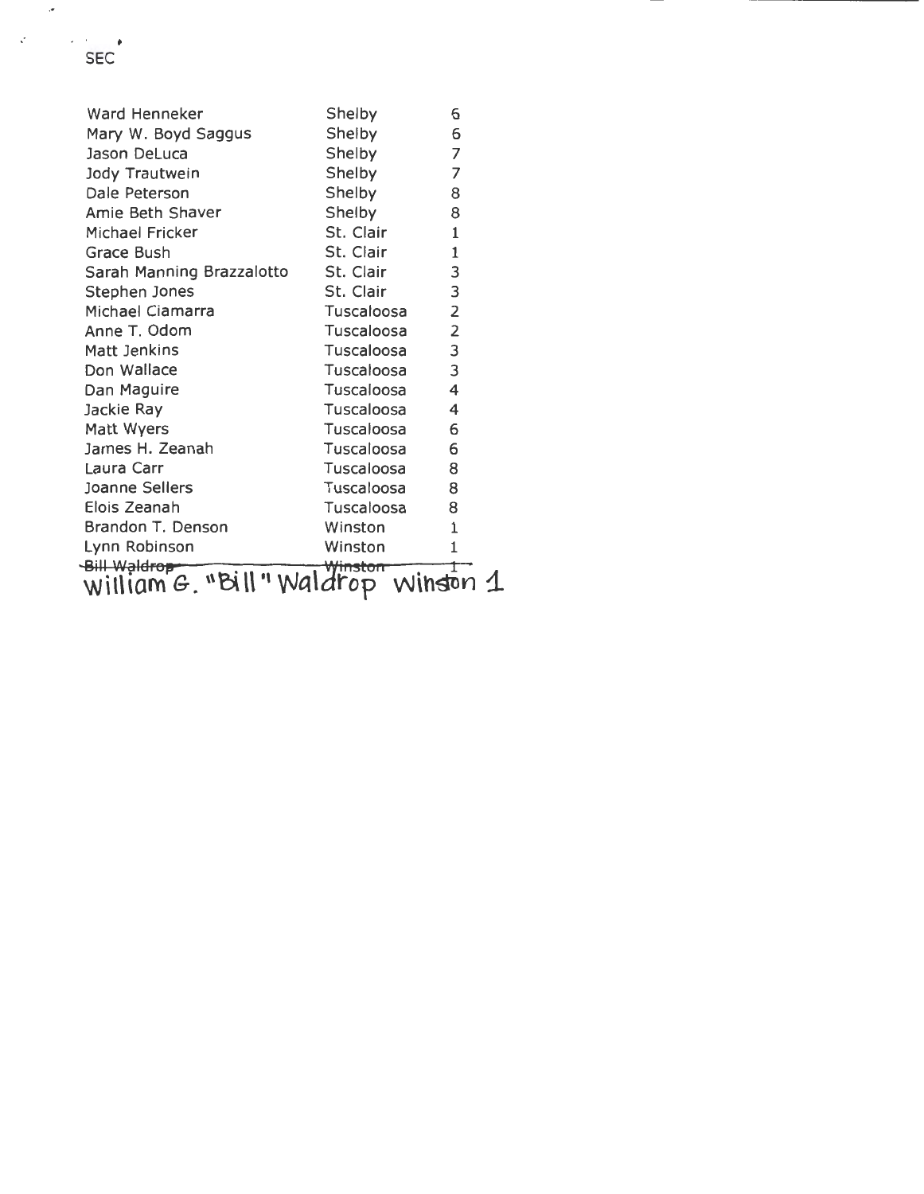SEC

| | | |
|---|---|---|
| Ward Henneker | Shelby | 6 |
| Mary W. Boyd Saggus | Shelby | 6 |
| Jason DeLuca | Shelby | 7 |
| Jody Trautwein | Shelby | 7 |
| Dale Peterson | Shelby | 8 |
| Amie Beth Shaver | Shelby | 8 |
| Michael Fricker | St. Clair | 1 |
| Grace Bush | St. Clair | 1 |
| Sarah Manning Brazzalotto | St. Clair | 3 |
| Stephen Jones | St. Clair | 3 |
| Michael Ciamarra | Tuscaloosa | 2 |
| Anne T. Odom | Tuscaloosa | 2 |
| Matt Jenkins | Tuscaloosa | 3 |
| Don Wallace | Tuscaloosa | 3 |
| Dan Maguire | Tuscaloosa | 4 |
| Jackie Ray | Tuscaloosa | 4 |
| Matt Wyers | Tuscaloosa | 6 |
| James H. Zeanah | Tuscaloosa | 6 |
| Laura Carr | Tuscaloosa | 8 |
| Joanne Sellers | Tuscaloosa | 8 |
| Elois Zeanah | Tuscaloosa | 8 |
| Brandon T. Denson | Winston | 1 |
| Lynn Robinson | Winston | 1 |
| ~~Bill Waldrop~~ | ~~Winston~~ | ~~1~~ |
| William G. "Bill" Waldrop | Winston | 1 |